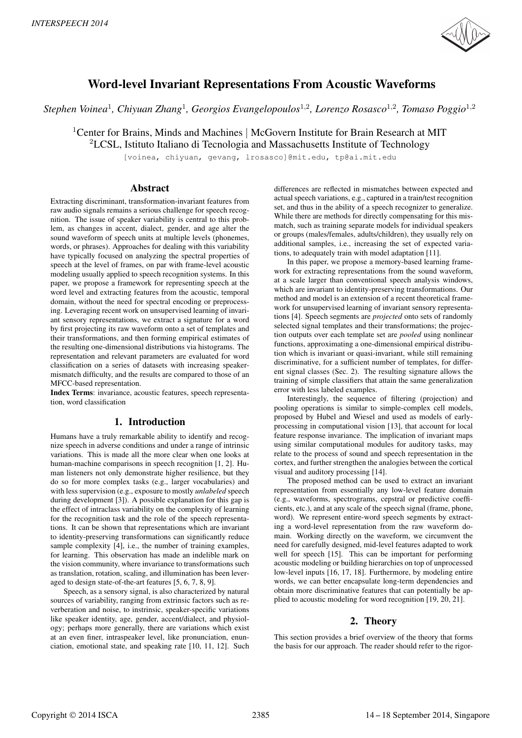# Word-level Invariant Representations From Acoustic Waveforms

*Stephen Voinea*[1], *Chiyuan Zhang*[1], *Georgios Evangelopoulos*[1,2], *Lorenzo Rosasco*[1,2], *Tomaso Poggio*[1,2]

[1]Center for Brains, Minds and Machines | McGovern Institute for Brain Research at MIT
[2]LCSL, Istituto Italiano di Tecnologia and Massachusetts Institute of Technology

[voinea, chiyuan, gevang, lrosasco]@mit.edu, tp@ai.mit.edu

## Abstract

Extracting discriminant, transformation-invariant features from raw audio signals remains a serious challenge for speech recognition. The issue of speaker variability is central to this problem, as changes in accent, dialect, gender, and age alter the sound waveform of speech units at multiple levels (phonemes, words, or phrases). Approaches for dealing with this variability have typically focused on analyzing the spectral properties of speech at the level of frames, on par with frame-level acoustic modeling usually applied to speech recognition systems. In this paper, we propose a framework for representing speech at the word level and extracting features from the acoustic, temporal domain, without the need for spectral encoding or preprocessing. Leveraging recent work on unsupervised learning of invariant sensory representations, we extract a signature for a word by first projecting its raw waveform onto a set of templates and their transformations, and then forming empirical estimates of the resulting one-dimensional distributions via histograms. The representation and relevant parameters are evaluated for word classification on a series of datasets with increasing speaker-mismatch difficulty, and the results are compared to those of an MFCC-based representation.

**Index Terms**: invariance, acoustic features, speech representation, word classification

## 1. Introduction

Humans have a truly remarkable ability to identify and recognize speech in adverse conditions and under a range of intrinsic variations. This is made all the more clear when one looks at human-machine comparisons in speech recognition [1, 2]. Human listeners not only demonstrate higher resilience, but they do so for more complex tasks (e.g., larger vocabularies) and with less supervision (e.g., exposure to mostly *unlabeled* speech during development [3]). A possible explanation for this gap is the effect of intraclass variability on the complexity of learning for the recognition task and the role of the speech representations. It can be shown that representations which are invariant to identity-preserving transformations can significantly reduce sample complexity [4], i.e., the number of training examples, for learning. This observation has made an indelible mark on the vision community, where invariance to transformations such as translation, rotation, scaling, and illumination has been leveraged to design state-of-the-art features [5, 6, 7, 8, 9].

Speech, as a sensory signal, is also characterized by natural sources of variability, ranging from extrinsic factors such as reverberation and noise, to instrinsic, speaker-specific variations like speaker identity, age, gender, accent/dialect, and physiology; perhaps more generally, there are variations which exist at an even finer, intraspeaker level, like pronunciation, enunciation, emotional state, and speaking rate [10, 11, 12]. Such differences are reflected in mismatches between expected and actual speech variations, e.g., captured in a train/test recognition set, and thus in the ability of a speech recognizer to generalize. While there are methods for directly compensating for this mismatch, such as training separate models for individual speakers or groups (males/females, adults/children), they usually rely on additional samples, i.e., increasing the set of expected variations, to adequately train with model adaptation [11].

In this paper, we propose a memory-based learning framework for extracting representations from the sound waveform, at a scale larger than conventional speech analysis windows, which are invariant to identity-preserving transformations. Our method and model is an extension of a recent theoretical framework for unsupervised learning of invariant sensory representations [4]. Speech segments are *projected* onto sets of randomly selected signal templates and their transformations; the projection outputs over each template set are *pooled* using nonlinear functions, approximating a one-dimensional empirical distribution which is invariant or quasi-invariant, while still remaining discriminative, for a sufficient number of templates, for different signal classes (Sec. 2). The resulting signature allows the training of simple classifiers that attain the same generalization error with less labeled examples.

Interestingly, the sequence of filtering (projection) and pooling operations is similar to simple-complex cell models, proposed by Hubel and Wiesel and used as models of early-processing in computational vision [13], that account for local feature response invariance. The implication of invariant maps using similar computational modules for auditory tasks, may relate to the process of sound and speech representation in the cortex, and further strengthen the analogies between the cortical visual and auditory processing [14].

The proposed method can be used to extract an invariant representation from essentially any low-level feature domain (e.g., waveforms, spectrograms, cepstral or predictive coefficients, etc.), and at any scale of the speech signal (frame, phone, word). We represent entire-word speech segments by extracting a word-level representation from the raw waveform domain. Working directly on the waveform, we circumvent the need for carefully designed, mid-level features adapted to work well for speech [15]. This can be important for performing acoustic modeling or building hierarchies on top of unprocessed low-level inputs [16, 17, 18]. Furthermore, by modeling entire words, we can better encapsulate long-term dependencies and obtain more discriminative features that can potentially be applied to acoustic modeling for word recognition [19, 20, 21].

## 2. Theory

This section provides a brief overview of the theory that forms the basis for our approach. The reader should refer to the rigor-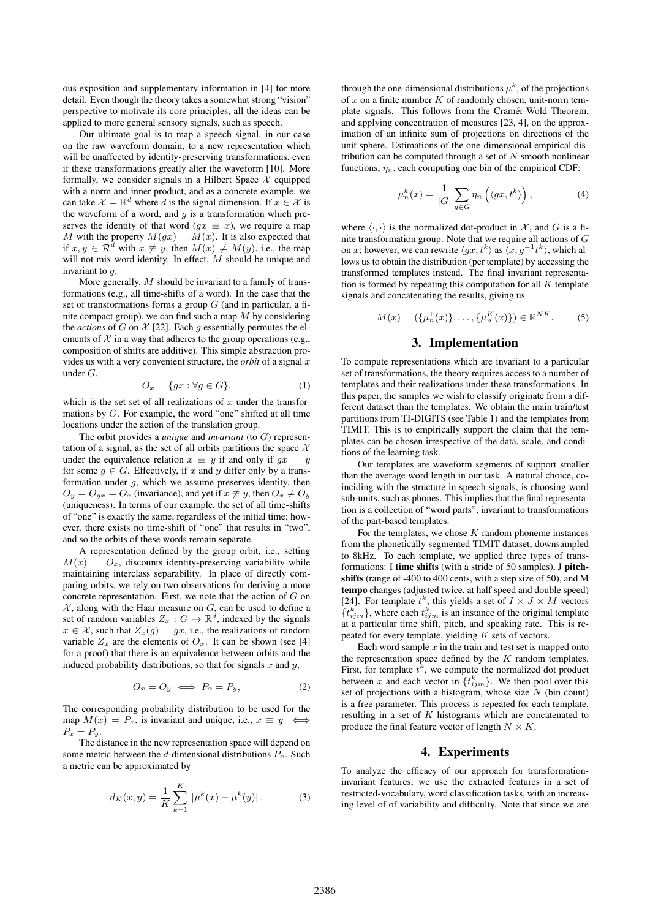ous exposition and supplementary information in [4] for more detail. Even though the theory takes a somewhat strong "vision" perspective to motivate its core principles, all the ideas can be applied to more general sensory signals, such as speech.

Our ultimate goal is to map a speech signal, in our case on the raw waveform domain, to a new representation which will be unaffected by identity-preserving transformations, even if these transformations greatly alter the waveform [10]. More formally, we consider signals in a Hilbert Space $\mathcal{X}$ equipped with a norm and inner product, and as a concrete example, we can take $\mathcal{X} = \mathbb{R}^d$ where $d$ is the signal dimension. If $x \in \mathcal{X}$ is the waveform of a word, and $g$ is a transformation which preserves the identity of that word ($gx \equiv x$), we require a map $M$ with the property $M(gx) = M(x)$. It is also expected that if $x, y \in \mathcal{R}^d$ with $x \not\equiv y$, then $M(x) \neq M(y)$, i.e., the map will not mix word identity. In effect, $M$ should be unique and invariant to $g$.

More generally, $M$ should be invariant to a family of transformations (e.g., all time-shifts of a word). In the case that the set of transformations forms a group $G$ (and in particular, a finite compact group), we can find such a map $M$ by considering the *actions* of $G$ on $\mathcal{X}$ [22]. Each $g$ essentially permutes the elements of $\mathcal{X}$ in a way that adheres to the group operations (e.g., composition of shifts are additive). This simple abstraction provides us with a very convenient structure, the *orbit* of a signal $x$ under $G$,

$$O_x = \{gx : \forall g \in G\}. \tag{1}$$

which is the set set of all realizations of $x$ under the transformations by $G$. For example, the word "one" shifted at all time locations under the action of the translation group.

The orbit provides a *unique* and *invariant* (to $G$) representation of a signal, as the set of all orbits partitions the space $\mathcal{X}$ under the equivalence relation $x \equiv y$ if and only if $gx = y$ for some $g \in G$. Effectively, if $x$ and $y$ differ only by a transformation under $g$, which we assume preserves identity, then $O_y = O_{gx} = O_x$ (invariance), and yet if $x \not\equiv y$, then $O_x \neq O_y$ (uniqueness). In terms of our example, the set of all time-shifts of "one" is exactly the same, regardless of the initial time; however, there exists no time-shift of "one" that results in "two", and so the orbits of these words remain separate.

A representation defined by the group orbit, i.e., setting $M(x) = O_x$, discounts identity-preserving variability while maintaining interclass separability. In place of directly comparing orbits, we rely on two observations for deriving a more concrete representation. First, we note that the action of $G$ on $\mathcal{X}$, along with the Haar measure on $G$, can be used to define a set of random variables $Z_x : G \to \mathbb{R}^d$, indexed by the signals $x \in \mathcal{X}$, such that $Z_x(g) = gx$, i.e., the realizations of random variable $Z_x$ are the elements of $O_x$. It can be shown (see [4] for a proof) that there is an equivalence between orbits and the induced probability distributions, so that for signals $x$ and $y$,

$$O_x = O_y \iff P_x = P_y, \tag{2}$$

The corresponding probability distribution to be used for the map $M(x) = P_x$, is invariant and unique, i.e., $x \equiv y \iff P_x = P_y$.

The distance in the new representation space will depend on some metric between the $d$-dimensional distributions $P_x$. Such a metric can be approximated by

$$d_K(x, y) = \frac{1}{K} \sum_{k=1}^{K} \|\mu^k(x) - \mu^k(y)\|. \tag{3}$$

through the one-dimensional distributions $\mu^k$, of the projections of $x$ on a finite number $K$ of randomly chosen, unit-norm template signals. This follows from the Cramér-Wold Theorem, and applying concentration of measures [23, 4], on the approximation of an infinite sum of projections on directions of the unit sphere. Estimations of the one-dimensional empirical distribution can be computed through a set of $N$ smooth nonlinear functions, $\eta_n$, each computing one bin of the empirical CDF:

$$\mu_n^k(x) = \frac{1}{|G|} \sum_{g \in G} \eta_n \left( \langle gx, t^k \rangle \right), \tag{4}$$

where $\langle \cdot, \cdot \rangle$ is the normalized dot-product in $\mathcal{X}$, and $G$ is a finite transformation group. Note that we require all actions of $G$ on $x$; however, we can rewrite $\langle gx, t^k \rangle$ as $\langle x, g^{-1}t^k \rangle$, which allows us to obtain the distribution (per template) by accessing the transformed templates instead. The final invariant representation is formed by repeating this computation for all $K$ template signals and concatenating the results, giving us

$$M(x) = (\{\mu_n^1(x)\}, \ldots, \{\mu_n^K(x)\}) \in \mathbb{R}^{NK}. \tag{5}$$

## 3. Implementation

To compute representations which are invariant to a particular set of transformations, the theory requires access to a number of templates and their realizations under these transformations. In this paper, the samples we wish to classify originate from a different dataset than the templates. We obtain the main train/test partitions from TI-DIGITS (see Table 1) and the templates from TIMIT. This is to empirically support the claim that the templates can be chosen irrespective of the data, scale, and conditions of the learning task.

Our templates are waveform segments of support smaller than the average word length in our task. A natural choice, coinciding with the structure in speech signals, is choosing word sub-units, such as phones. This implies that the final representation is a collection of "word parts", invariant to transformations of the part-based templates.

For the templates, we chose $K$ random phoneme instances from the phonetically segmented TIMIT dataset, downsampled to 8kHz. To each template, we applied three types of transformations: I **time shifts** (with a stride of 50 samples), J **pitch-shifts** (range of -400 to 400 cents, with a step size of 50), and M **tempo** changes (adjusted twice, at half speed and double speed) [24]. For template $t^k$, this yields a set of $I \times J \times M$ vectors $\{t_{ijm}^k\}$, where each $t_{ijm}^k$ is an instance of the original template at a particular time shift, pitch, and speaking rate. This is repeated for every template, yielding $K$ sets of vectors.

Each word sample $x$ in the train and test set is mapped onto the representation space defined by the $K$ random templates. First, for template $t^k$, we compute the normalized dot product between $x$ and each vector in $\{t_{ijm}^k\}$. We then pool over this set of projections with a histogram, whose size $N$ (bin count) is a free parameter. This process is repeated for each template, resulting in a set of $K$ histograms which are concatenated to produce the final feature vector of length $N \times K$.

## 4. Experiments

To analyze the efficacy of our approach for transformation-invariant features, we use the extracted features in a set of restricted-vocabulary, word classification tasks, with an increasing level of of variability and difficulty. Note that since we are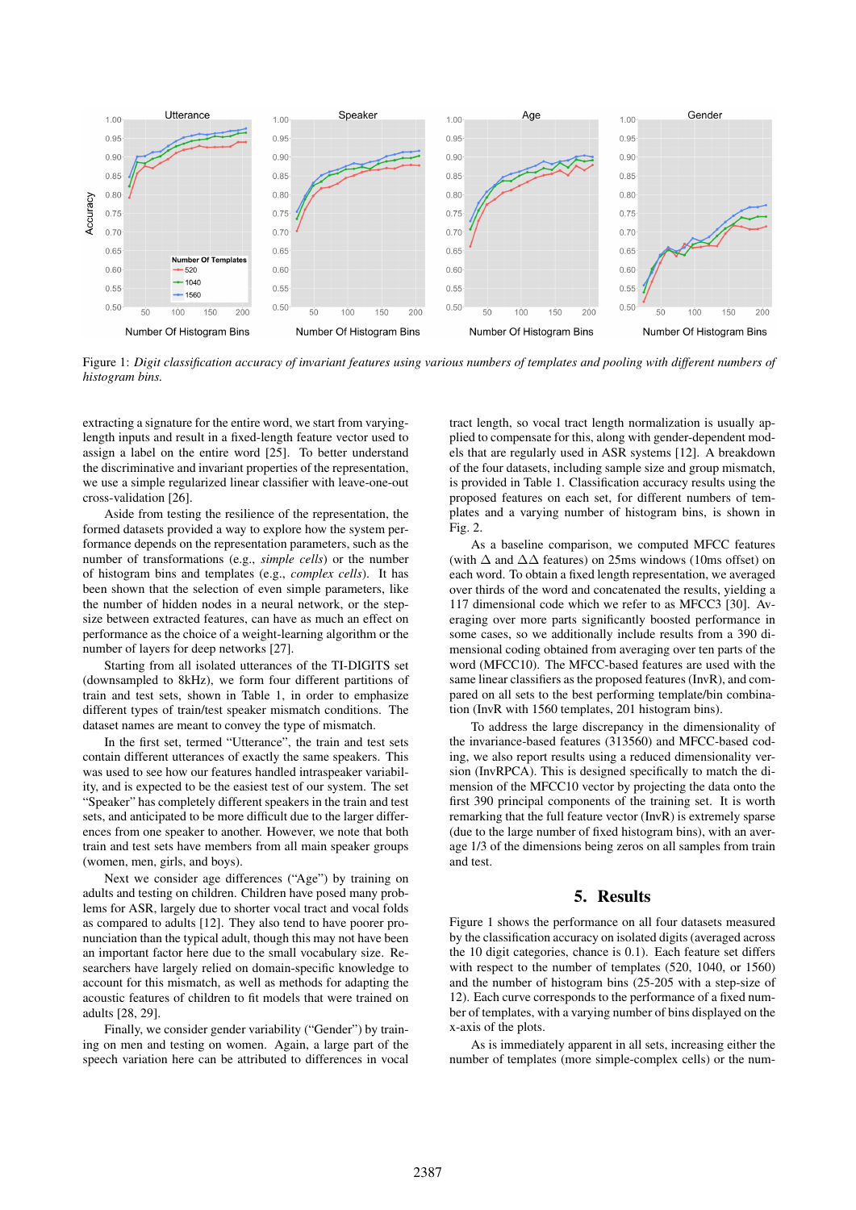Figure 1: *Digit classification accuracy of invariant features using various numbers of templates and pooling with different numbers of histogram bins.*

extracting a signature for the entire word, we start from varying-length inputs and result in a fixed-length feature vector used to assign a label on the entire word [25]. To better understand the discriminative and invariant properties of the representation, we use a simple regularized linear classifier with leave-one-out cross-validation [26].

Aside from testing the resilience of the representation, the formed datasets provided a way to explore how the system performance depends on the representation parameters, such as the number of transformations (e.g., *simple cells*) or the number of histogram bins and templates (e.g., *complex cells*). It has been shown that the selection of even simple parameters, like the number of hidden nodes in a neural network, or the step-size between extracted features, can have as much an effect on performance as the choice of a weight-learning algorithm or the number of layers for deep networks [27].

Starting from all isolated utterances of the TI-DIGITS set (downsampled to 8kHz), we form four different partitions of train and test sets, shown in Table 1, in order to emphasize different types of train/test speaker mismatch conditions. The dataset names are meant to convey the type of mismatch.

In the first set, termed "Utterance", the train and test sets contain different utterances of exactly the same speakers. This was used to see how our features handled intraspeaker variability, and is expected to be the easiest test of our system. The set "Speaker" has completely different speakers in the train and test sets, and anticipated to be more difficult due to the larger differences from one speaker to another. However, we note that both train and test sets have members from all main speaker groups (women, men, girls, and boys).

Next we consider age differences ("Age") by training on adults and testing on children. Children have posed many problems for ASR, largely due to shorter vocal tract and vocal folds as compared to adults [12]. They also tend to have poorer pronunciation than the typical adult, though this may not have been an important factor here due to the small vocabulary size. Researchers have largely relied on domain-specific knowledge to account for this mismatch, as well as methods for adapting the acoustic features of children to fit models that were trained on adults [28, 29].

Finally, we consider gender variability ("Gender") by training on men and testing on women. Again, a large part of the speech variation here can be attributed to differences in vocal tract length, so vocal tract length normalization is usually applied to compensate for this, along with gender-dependent models that are regularly used in ASR systems [12]. A breakdown of the four datasets, including sample size and group mismatch, is provided in Table 1. Classification accuracy results using the proposed features on each set, for different numbers of templates and a varying number of histogram bins, is shown in Fig. 2.

As a baseline comparison, we computed MFCC features (with $\Delta$ and $\Delta\Delta$ features) on 25ms windows (10ms offset) on each word. To obtain a fixed length representation, we averaged over thirds of the word and concatenated the results, yielding a 117 dimensional code which we refer to as MFCC3 [30]. Averaging over more parts significantly boosted performance in some cases, so we additionally include results from a 390 dimensional coding obtained from averaging over ten parts of the word (MFCC10). The MFCC-based features are used with the same linear classifiers as the proposed features (InvR), and compared on all sets to the best performing template/bin combination (InvR with 1560 templates, 201 histogram bins).

To address the large discrepancy in the dimensionality of the invariance-based features (313560) and MFCC-based coding, we also report results using a reduced dimensionality version (InvRPCA). This is designed specifically to match the dimension of the MFCC10 vector by projecting the data onto the first 390 principal components of the training set. It is worth remarking that the full feature vector (InvR) is extremely sparse (due to the large number of fixed histogram bins), with an average 1/3 of the dimensions being zeros on all samples from train and test.

## 5. Results

Figure 1 shows the performance on all four datasets measured by the classification accuracy on isolated digits (averaged across the 10 digit categories, chance is 0.1). Each feature set differs with respect to the number of templates (520, 1040, or 1560) and the number of histogram bins (25-205 with a step-size of 12). Each curve corresponds to the performance of a fixed number of templates, with a varying number of bins displayed on the x-axis of the plots.

As is immediately apparent in all sets, increasing either the number of templates (more simple-complex cells) or the num-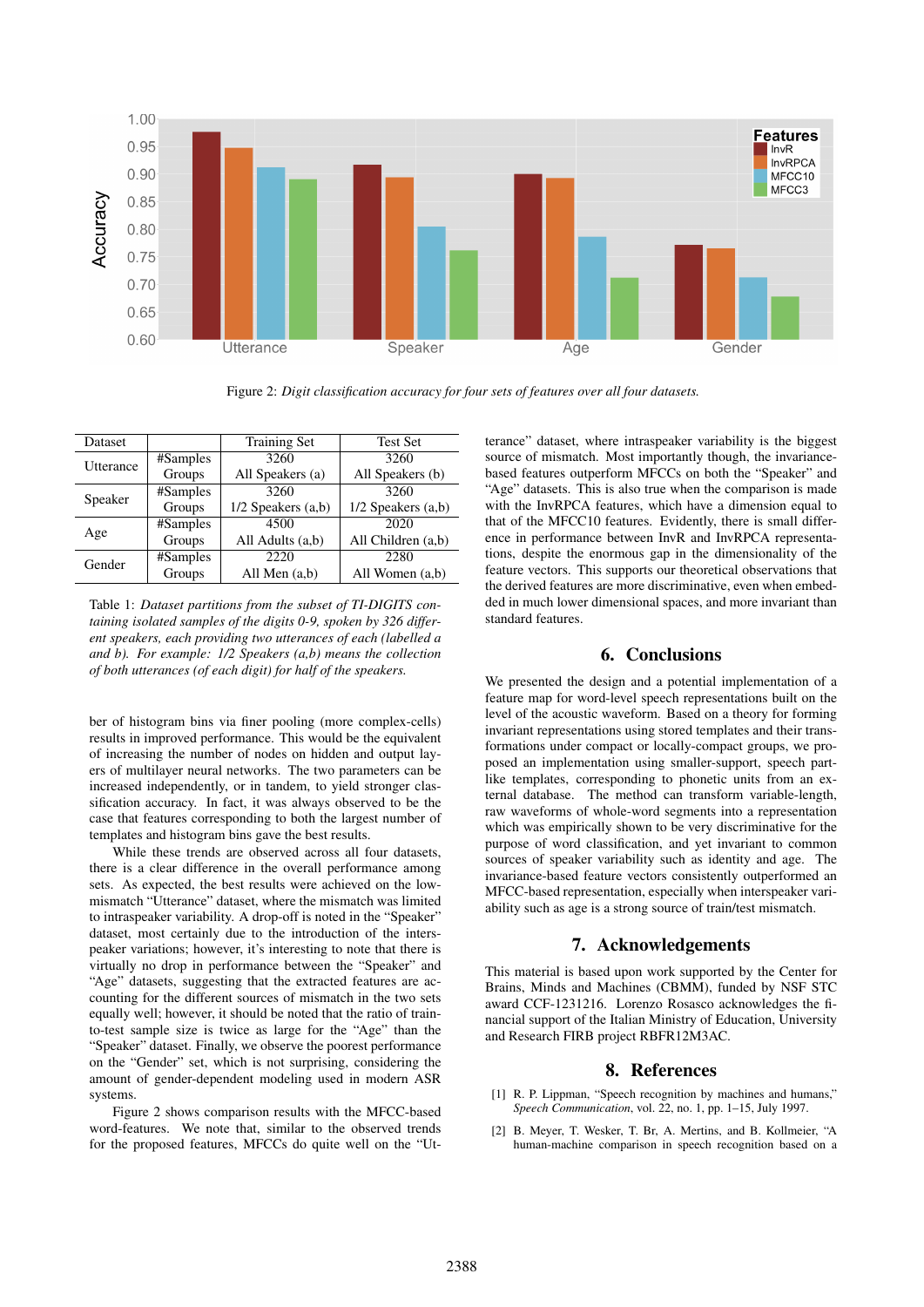Figure 2: *Digit classification accuracy for four sets of features over all four datasets.*

| Dataset | | Training Set | Test Set |
|---|---|---|---|
| Utterance | #Samples | 3260 | 3260 |
| | Groups | All Speakers (a) | All Speakers (b) |
| Speaker | #Samples | 3260 | 3260 |
| | Groups | 1/2 Speakers (a,b) | 1/2 Speakers (a,b) |
| Age | #Samples | 4500 | 2020 |
| | Groups | All Adults (a,b) | All Children (a,b) |
| Gender | #Samples | 2220 | 2280 |
| | Groups | All Men (a,b) | All Women (a,b) |

Table 1: *Dataset partitions from the subset of TI-DIGITS containing isolated samples of the digits 0-9, spoken by 326 different speakers, each providing two utterances of each (labelled a and b). For example: 1/2 Speakers (a,b) means the collection of both utterances (of each digit) for half of the speakers.*

ber of histogram bins via finer pooling (more complex-cells) results in improved performance. This would be the equivalent of increasing the number of nodes on hidden and output layers of multilayer neural networks. The two parameters can be increased independently, or in tandem, to yield stronger classification accuracy. In fact, it was always observed to be the case that features corresponding to both the largest number of templates and histogram bins gave the best results.

While these trends are observed across all four datasets, there is a clear difference in the overall performance among sets. As expected, the best results were achieved on the low-mismatch "Utterance" dataset, where the mismatch was limited to intraspeaker variability. A drop-off is noted in the "Speaker" dataset, most certainly due to the introduction of the interspeaker variations; however, it's interesting to note that there is virtually no drop in performance between the "Speaker" and "Age" datasets, suggesting that the extracted features are accounting for the different sources of mismatch in the two sets equally well; however, it should be noted that the ratio of train-to-test sample size is twice as large for the "Age" than the "Speaker" dataset. Finally, we observe the poorest performance on the "Gender" set, which is not surprising, considering the amount of gender-dependent modeling used in modern ASR systems.

Figure 2 shows comparison results with the MFCC-based word-features. We note that, similar to the observed trends for the proposed features, MFCCs do quite well on the "Utterance" dataset, where intraspeaker variability is the biggest source of mismatch. Most importantly though, the invariance-based features outperform MFCCs on both the "Speaker" and "Age" datasets. This is also true when the comparison is made with the InvRPCA features, which have a dimension equal to that of the MFCC10 features. Evidently, there is small difference in performance between InvR and InvRPCA representations, despite the enormous gap in the dimensionality of the feature vectors. This supports our theoretical observations that the derived features are more discriminative, even when embedded in much lower dimensional spaces, and more invariant than standard features.

## 6. Conclusions

We presented the design and a potential implementation of a feature map for word-level speech representations built on the level of the acoustic waveform. Based on a theory for forming invariant representations using stored templates and their transformations under compact or locally-compact groups, we proposed an implementation using smaller-support, speech part-like templates, corresponding to phonetic units from an external database. The method can transform variable-length, raw waveforms of whole-word segments into a representation which was empirically shown to be very discriminative for the purpose of word classification, and yet invariant to common sources of speaker variability such as identity and age. The invariance-based feature vectors consistently outperformed an MFCC-based representation, especially when interspeaker variability such as age is a strong source of train/test mismatch.

## 7. Acknowledgements

This material is based upon work supported by the Center for Brains, Minds and Machines (CBMM), funded by NSF STC award CCF-1231216. Lorenzo Rosasco acknowledges the financial support of the Italian Ministry of Education, University and Research FIRB project RBFR12M3AC.

## 8. References

[1] R. P. Lippman, "Speech recognition by machines and humans," *Speech Communication*, vol. 22, no. 1, pp. 1–15, July 1997.

[2] B. Meyer, T. Wesker, T. Br, A. Mertins, and B. Kollmeier, "A human-machine comparison in speech recognition based on a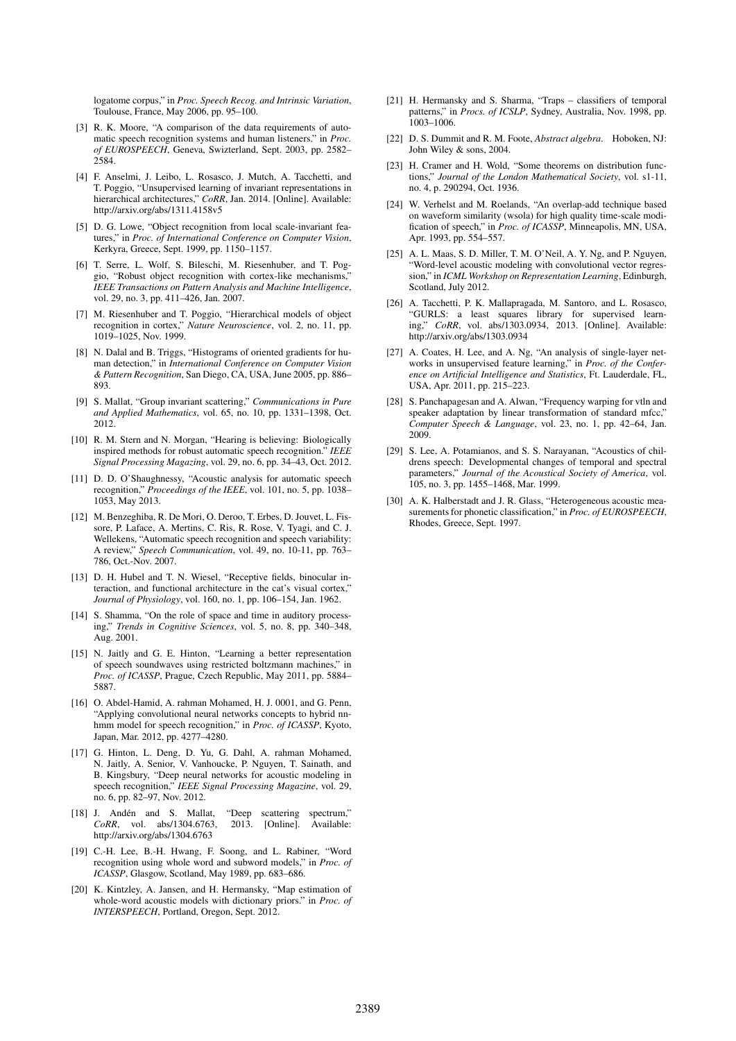logatome corpus," in *Proc. Speech Recog. and Intrinsic Variation*, Toulouse, France, May 2006, pp. 95–100.

[3] R. K. Moore, "A comparison of the data requirements of automatic speech recognition systems and human listeners." in *Proc. of EUROSPEECH*, Geneva, Swizterland, Sept. 2003, pp. 2582–2584.

[4] F. Anselmi, J. Leibo, L. Rosasco, J. Mutch, A. Tacchetti, and T. Poggio, "Unsupervised learning of invariant representations in hierarchical architectures," *CoRR*, Jan. 2014. [Online]. Available: http://arxiv.org/abs/1311.4158v5

[5] D. G. Lowe, "Object recognition from local scale-invariant features," in *Proc. of International Conference on Computer Vision*, Kerkyra, Greece, Sept. 1999, pp. 1150–1157.

[6] T. Serre, L. Wolf, S. Bileschi, M. Riesenhuber, and T. Poggio, "Robust object recognition with cortex-like mechanisms," *IEEE Transactions on Pattern Analysis and Machine Intelligence*, vol. 29, no. 3, pp. 411–426, Jan. 2007.

[7] M. Riesenhuber and T. Poggio, "Hierarchical models of object recognition in cortex," *Nature Neuroscience*, vol. 2, no. 11, pp. 1019–1025, Nov. 1999.

[8] N. Dalal and B. Triggs, "Histograms of oriented gradients for human detection," in *International Conference on Computer Vision & Pattern Recognition*, San Diego, CA, USA, June 2005, pp. 886–893.

[9] S. Mallat, "Group invariant scattering," *Communications in Pure and Applied Mathematics*, vol. 65, no. 10, pp. 1331–1398, Oct. 2012.

[10] R. M. Stern and N. Morgan, "Hearing is believing: Biologically inspired methods for robust automatic speech recognition." *IEEE Signal Processing Magazing*, vol. 29, no. 6, pp. 34–43, Oct. 2012.

[11] D. D. O'Shaughnessy, "Acoustic analysis for automatic speech recognition," *Proceedings of the IEEE*, vol. 101, no. 5, pp. 1038–1053, May 2013.

[12] M. Benzeghiba, R. De Mori, O. Deroo, T. Erbes, D. Jouvet, L. Fissore, P. Laface, A. Mertins, C. Ris, R. Rose, V. Tyagi, and C. J. Wellekens, "Automatic speech recognition and speech variability: A review," *Speech Communication*, vol. 49, no. 10-11, pp. 763–786, Oct.-Nov. 2007.

[13] D. H. Hubel and T. N. Wiesel, "Receptive fields, binocular interaction, and functional architecture in the cat's visual cortex," *Journal of Physiology*, vol. 160, no. 1, pp. 106–154, Jan. 1962.

[14] S. Shamma, "On the role of space and time in auditory processing," *Trends in Cognitive Sciences*, vol. 5, no. 8, pp. 340–348, Aug. 2001.

[15] N. Jaitly and G. E. Hinton, "Learning a better representation of speech soundwaves using restricted boltzmann machines," in *Proc. of ICASSP*, Prague, Czech Republic, May 2011, pp. 5884–5887.

[16] O. Abdel-Hamid, A. rahman Mohamed, H. J. 0001, and G. Penn, "Applying convolutional neural networks concepts to hybrid nn-hmm model for speech recognition," in *Proc. of ICASSP*, Kyoto, Japan, Mar. 2012, pp. 4277–4280.

[17] G. Hinton, L. Deng, D. Yu, G. Dahl, A. rahman Mohamed, N. Jaitly, A. Senior, V. Vanhoucke, P. Nguyen, T. Sainath, and B. Kingsbury, "Deep neural networks for acoustic modeling in speech recognition," *IEEE Signal Processing Magazine*, vol. 29, no. 6, pp. 82–97, Nov. 2012.

[18] J. Andén and S. Mallat, "Deep scattering spectrum," *CoRR*, vol. abs/1304.6763, 2013. [Online]. Available: http://arxiv.org/abs/1304.6763

[19] C.-H. Lee, B.-H. Hwang, F. Soong, and L. Rabiner, "Word recognition using whole word and subword models," in *Proc. of ICASSP*, Glasgow, Scotland, May 1989, pp. 683–686.

[20] K. Kintzley, A. Jansen, and H. Hermansky, "Map estimation of whole-word acoustic models with dictionary priors." in *Proc. of INTERSPEECH*, Portland, Oregon, Sept. 2012.

[21] H. Hermansky and S. Sharma, "Traps – classifiers of temporal patterns," in *Procs. of ICSLP*, Sydney, Australia, Nov. 1998, pp. 1003–1006.

[22] D. S. Dummit and R. M. Foote, *Abstract algebra*. Hoboken, NJ: John Wiley & sons, 2004.

[23] H. Cramer and H. Wold, "Some theorems on distribution functions," *Journal of the London Mathematical Society*, vol. s1-11, no. 4, p. 290294, Oct. 1936.

[24] W. Verhelst and M. Roelands, "An overlap-add technique based on waveform similarity (wsola) for high quality time-scale modification of speech," in *Proc. of ICASSP*, Minneapolis, MN, USA, Apr. 1993, pp. 554–557.

[25] A. L. Maas, S. D. Miller, T. M. O'Neil, A. Y. Ng, and P. Nguyen, "Word-level acoustic modeling with convolutional vector regression," in *ICML Workshop on Representation Learning*, Edinburgh, Scotland, July 2012.

[26] A. Tacchetti, P. K. Mallapragada, M. Santoro, and L. Rosasco, "GURLS: a least squares library for supervised learning," *CoRR*, vol. abs/1303.0934, 2013. [Online]. Available: http://arxiv.org/abs/1303.0934

[27] A. Coates, H. Lee, and A. Ng, "An analysis of single-layer networks in unsupervised feature learning," in *Proc. of the Conference on Artificial Intelligence and Statistics*, Ft. Lauderdale, FL, USA, Apr. 2011, pp. 215–223.

[28] S. Panchapagesan and A. Alwan, "Frequency warping for vtln and speaker adaptation by linear transformation of standard mfcc," *Computer Speech & Language*, vol. 23, no. 1, pp. 42–64, Jan. 2009.

[29] S. Lee, A. Potamianos, and S. S. Narayanan, "Acoustics of childrens speech: Developmental changes of temporal and spectral parameters," *Journal of the Acoustical Society of America*, vol. 105, no. 3, pp. 1455–1468, Mar. 1999.

[30] A. K. Halberstadt and J. R. Glass, "Heterogeneous acoustic measurements for phonetic classification," in *Proc. of EUROSPEECH*, Rhodes, Greece, Sept. 1997.